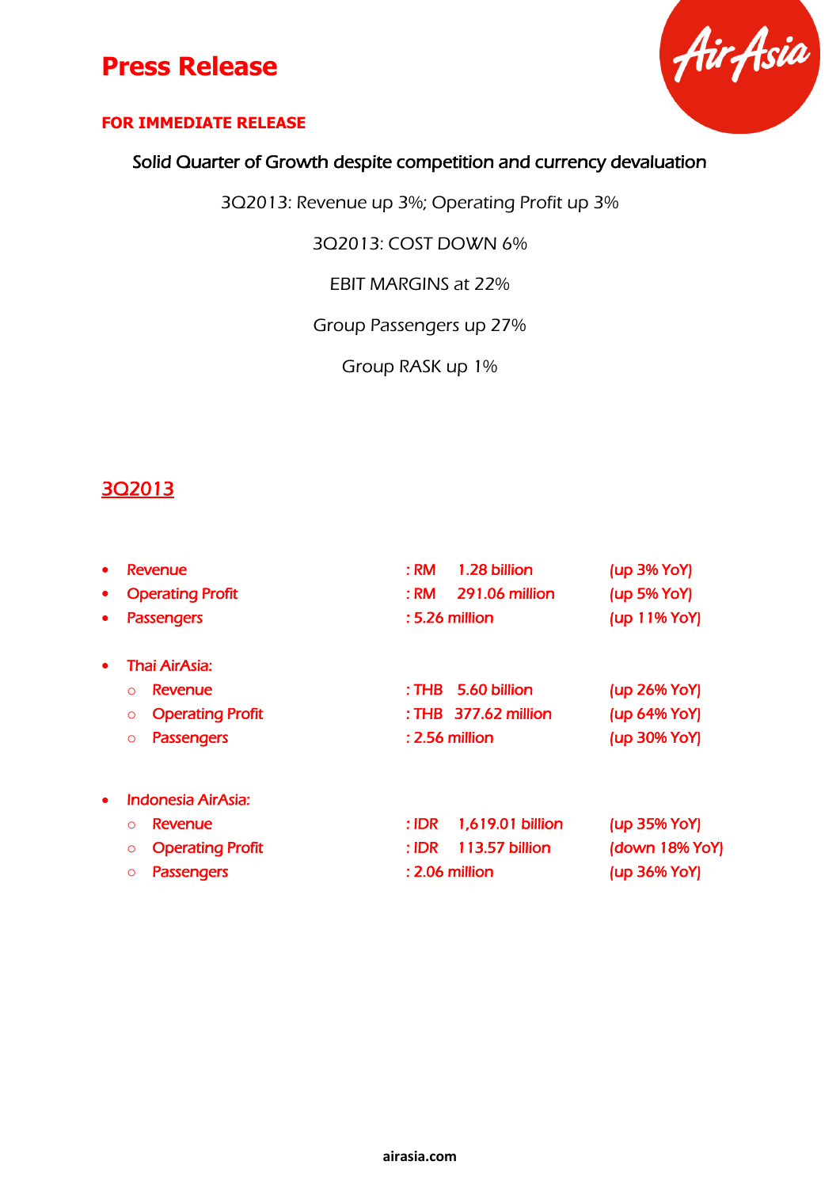# Press Release

**FOR IMMEDIATE RELEASE**

Solid Quarter of Growth despite competition and currency devaluation

3Q2013: Revenue up 3%; Operating Profit up 3%

3Q2013: COST DOWN 6%

EBIT MARGINS at 22%

Group Passengers up 27%

Group RASK up 1%

## 3Q2013

- Revenue : RM 1.28 billion (up 3% YoY)
- Operating Profit : RM 291.06 million (up 5% YoY)
- Passengers : 5.26 million (up 11% YoY)

- Thai AirAsia:
  - Revenue : THB 5.60 billion (up 26% YoY)
  - Operating Profit : THB 377.62 million (up 64% YoY)
  - Passengers : 2.56 million (up 30% YoY)

- Indonesia AirAsia:
  - Revenue : IDR 1,619.01 billion (up 35% YoY)
  - Operating Profit : IDR 113.57 billion (down 18% YoY)
  - Passengers : 2.06 million (up 36% YoY)

airasia.com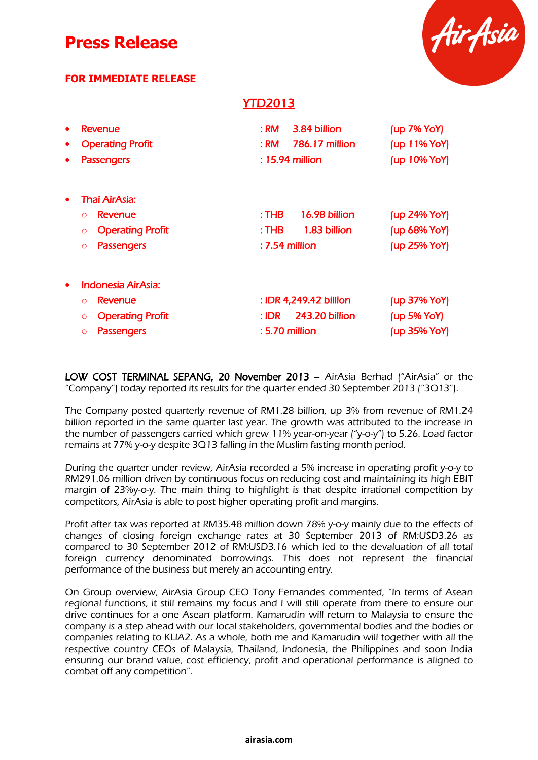# Press Release

**FOR IMMEDIATE RELEASE**

## YTD2013

| | | |
|---|---|---|
| • Revenue | : RM 3.84 billion | (up 7% YoY) |
| • Operating Profit | : RM 786.17 million | (up 11% YoY) |
| • Passengers | : 15.94 million | (up 10% YoY) |
| • Thai AirAsia: | | |
| ○ Revenue | : THB 16.98 billion | (up 24% YoY) |
| ○ Operating Profit | : THB 1.83 billion | (up 68% YoY) |
| ○ Passengers | : 7.54 million | (up 25% YoY) |
| • Indonesia AirAsia: | | |
| ○ Revenue | : IDR 4,249.42 billion | (up 37% YoY) |
| ○ Operating Profit | : IDR 243.20 billion | (up 5% YoY) |
| ○ Passengers | : 5.70 million | (up 35% YoY) |

LOW COST TERMINAL SEPANG, 20 November 2013 – AirAsia Berhad ("AirAsia" or the "Company") today reported its results for the quarter ended 30 September 2013 ("3Q13").

The Company posted quarterly revenue of RM1.28 billion, up 3% from revenue of RM1.24 billion reported in the same quarter last year. The growth was attributed to the increase in the number of passengers carried which grew 11% year-on-year ("y-o-y") to 5.26. Load factor remains at 77% y-o-y despite 3Q13 falling in the Muslim fasting month period.

During the quarter under review, AirAsia recorded a 5% increase in operating profit y-o-y to RM291.06 million driven by continuous focus on reducing cost and maintaining its high EBIT margin of 23%y-o-y. The main thing to highlight is that despite irrational competition by competitors, AirAsia is able to post higher operating profit and margins.

Profit after tax was reported at RM35.48 million down 78% y-o-y mainly due to the effects of changes of closing foreign exchange rates at 30 September 2013 of RM:USD3.26 as compared to 30 September 2012 of RM:USD3.16 which led to the devaluation of all total foreign currency denominated borrowings. This does not represent the financial performance of the business but merely an accounting entry.

On Group overview, AirAsia Group CEO Tony Fernandes commented, "In terms of Asean regional functions, it still remains my focus and I will still operate from there to ensure our drive continues for a one Asean platform. Kamarudin will return to Malaysia to ensure the company is a step ahead with our local stakeholders, governmental bodies and the bodies or companies relating to KLIA2. As a whole, both me and Kamarudin will together with all the respective country CEOs of Malaysia, Thailand, Indonesia, the Philippines and soon India ensuring our brand value, cost efficiency, profit and operational performance is aligned to combat off any competition".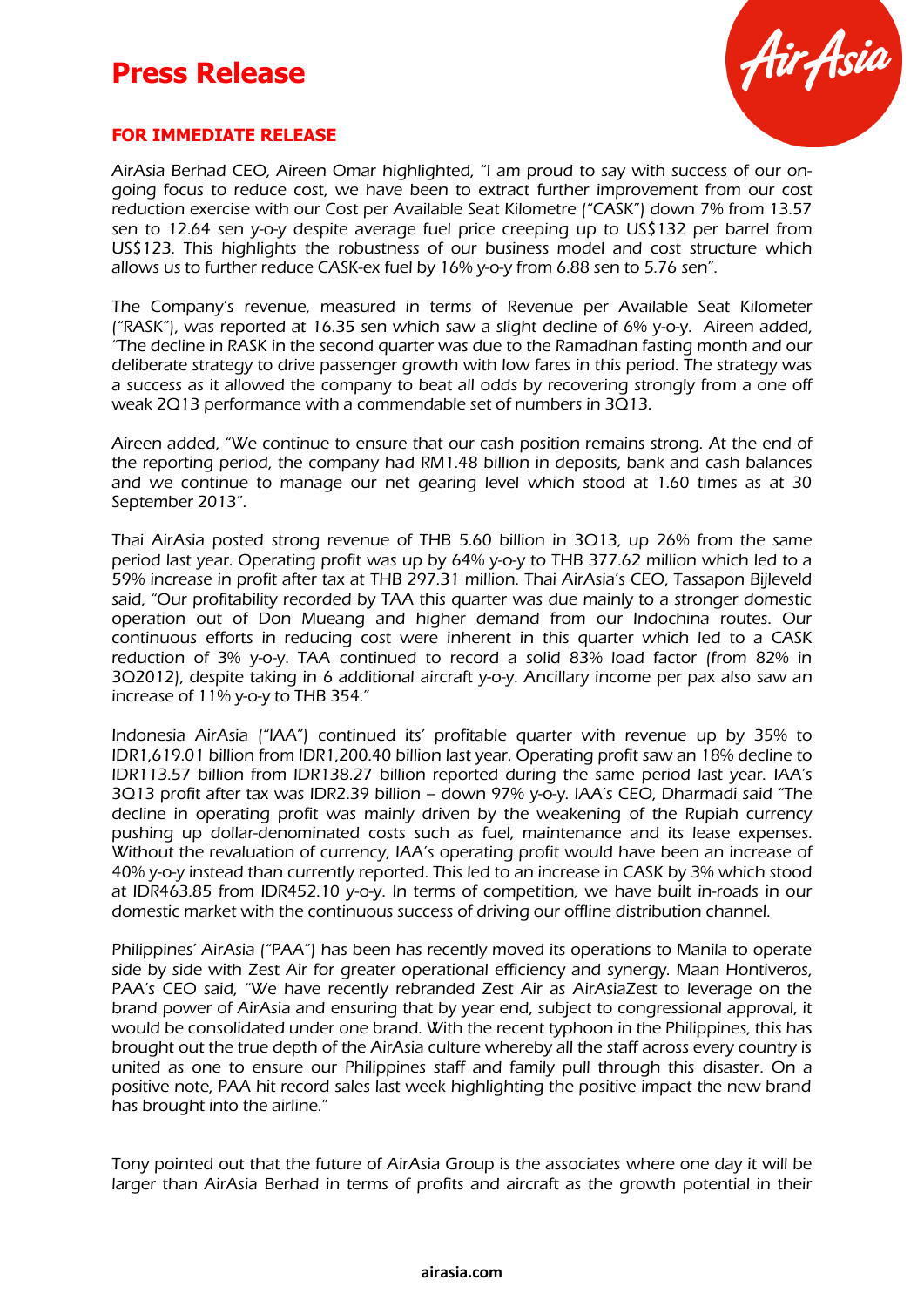# Press Release

**FOR IMMEDIATE RELEASE**

AirAsia Berhad CEO, Aireen Omar highlighted, "I am proud to say with success of our on-going focus to reduce cost, we have been to extract further improvement from our cost reduction exercise with our Cost per Available Seat Kilometre ("CASK") down 7% from 13.57 sen to 12.64 sen y-o-y despite average fuel price creeping up to US$132 per barrel from US$123. This highlights the robustness of our business model and cost structure which allows us to further reduce CASK-ex fuel by 16% y-o-y from 6.88 sen to 5.76 sen".

The Company's revenue, measured in terms of Revenue per Available Seat Kilometer ("RASK"), was reported at 16.35 sen which saw a slight decline of 6% y-o-y. Aireen added, "The decline in RASK in the second quarter was due to the Ramadhan fasting month and our deliberate strategy to drive passenger growth with low fares in this period. The strategy was a success as it allowed the company to beat all odds by recovering strongly from a one off weak 2Q13 performance with a commendable set of numbers in 3Q13.

Aireen added, "We continue to ensure that our cash position remains strong. At the end of the reporting period, the company had RM1.48 billion in deposits, bank and cash balances and we continue to manage our net gearing level which stood at 1.60 times as at 30 September 2013".

Thai AirAsia posted strong revenue of THB 5.60 billion in 3Q13, up 26% from the same period last year. Operating profit was up by 64% y-o-y to THB 377.62 million which led to a 59% increase in profit after tax at THB 297.31 million. Thai AirAsia's CEO, Tassapon Bijleveld said, "Our profitability recorded by TAA this quarter was due mainly to a stronger domestic operation out of Don Mueang and higher demand from our Indochina routes. Our continuous efforts in reducing cost were inherent in this quarter which led to a CASK reduction of 3% y-o-y. TAA continued to record a solid 83% load factor (from 82% in 3Q2012), despite taking in 6 additional aircraft y-o-y. Ancillary income per pax also saw an increase of 11% y-o-y to THB 354."

Indonesia AirAsia ("IAA") continued its' profitable quarter with revenue up by 35% to IDR1,619.01 billion from IDR1,200.40 billion last year. Operating profit saw an 18% decline to IDR113.57 billion from IDR138.27 billion reported during the same period last year. IAA's 3Q13 profit after tax was IDR2.39 billion – down 97% y-o-y. IAA's CEO, Dharmadi said "The decline in operating profit was mainly driven by the weakening of the Rupiah currency pushing up dollar-denominated costs such as fuel, maintenance and its lease expenses. Without the revaluation of currency, IAA's operating profit would have been an increase of 40% y-o-y instead than currently reported. This led to an increase in CASK by 3% which stood at IDR463.85 from IDR452.10 y-o-y. In terms of competition, we have built in-roads in our domestic market with the continuous success of driving our offline distribution channel.

Philippines' AirAsia ("PAA") has been has recently moved its operations to Manila to operate side by side with Zest Air for greater operational efficiency and synergy. Maan Hontiveros, PAA's CEO said, "We have recently rebranded Zest Air as AirAsiaZest to leverage on the brand power of AirAsia and ensuring that by year end, subject to congressional approval, it would be consolidated under one brand. With the recent typhoon in the Philippines, this has brought out the true depth of the AirAsia culture whereby all the staff across every country is united as one to ensure our Philippines staff and family pull through this disaster. On a positive note, PAA hit record sales last week highlighting the positive impact the new brand has brought into the airline."

Tony pointed out that the future of AirAsia Group is the associates where one day it will be larger than AirAsia Berhad in terms of profits and aircraft as the growth potential in their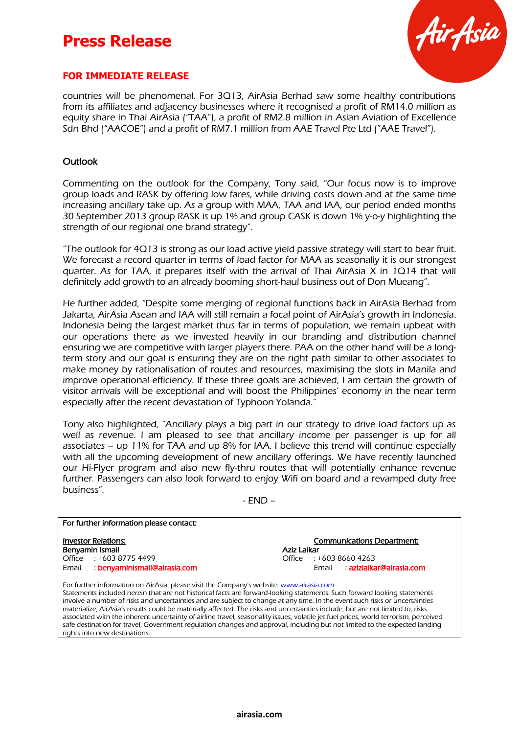# Press Release

**FOR IMMEDIATE RELEASE**

countries will be phenomenal. For 3Q13, AirAsia Berhad saw some healthy contributions from its affiliates and adjacency businesses where it recognised a profit of RM14.0 million as equity share in Thai AirAsia ("TAA"), a profit of RM2.8 million in Asian Aviation of Excellence Sdn Bhd ("AACOE") and a profit of RM7.1 million from AAE Travel Pte Ltd ("AAE Travel").

## Outlook

Commenting on the outlook for the Company, Tony said, "Our focus now is to improve group loads and RASK by offering low fares, while driving costs down and at the same time increasing ancillary take up. As a group with MAA, TAA and IAA, our period ended months 30 September 2013 group RASK is up 1% and group CASK is down 1% y-o-y highlighting the strength of our regional one brand strategy".

"The outlook for 4Q13 is strong as our load active yield passive strategy will start to bear fruit. We forecast a record quarter in terms of load factor for MAA as seasonally it is our strongest quarter. As for TAA, it prepares itself with the arrival of Thai AirAsia X in 1Q14 that will definitely add growth to an already booming short-haul business out of Don Mueang".

He further added, "Despite some merging of regional functions back in AirAsia Berhad from Jakarta, AirAsia Asean and IAA will still remain a focal point of AirAsia's growth in Indonesia. Indonesia being the largest market thus far in terms of population, we remain upbeat with our operations there as we invested heavily in our branding and distribution channel ensuring we are competitive with larger players there. PAA on the other hand will be a long-term story and our goal is ensuring they are on the right path similar to other associates to make money by rationalisation of routes and resources, maximising the slots in Manila and improve operational efficiency. If these three goals are achieved, I am certain the growth of visitor arrivals will be exceptional and will boost the Philippines' economy in the near term especially after the recent devastation of Typhoon Yolanda."

Tony also highlighted, "Ancillary plays a big part in our strategy to drive load factors up as well as revenue. I am pleased to see that ancillary income per passenger is up for all associates – up 11% for TAA and up 8% for IAA. I believe this trend will continue especially with all the upcoming development of new ancillary offerings. We have recently launched our Hi-Flyer program and also new fly-thru routes that will potentially enhance revenue further. Passengers can also look forward to enjoy Wifi on board and a revamped duty free business".

- END –

For further information please contact:

**Investor Relations:**
**Benyamin Ismail**
Office : +603 8775 4499
Email : benyaminismail@airasia.com

**Communications Department:**
**Aziz Laikar**
Office : +603 8660 4263
Email : azizlaikar@airasia.com

For further information on AirAsia, please visit the Company's website: www.airasia.com
Statements included herein that are not historical facts are forward-looking statements. Such forward looking statements involve a number of risks and uncertainties and are subject to change at any time. In the event such risks or uncertainties materialize, AirAsia's results could be materially affected. The risks and uncertainties include, but are not limited to, risks associated with the inherent uncertainty of airline travel, seasonality issues, volatile jet fuel prices, world terrorism, perceived safe destination for travel, Government regulation changes and approval, including but not limited to the expected landing rights into new destinations.